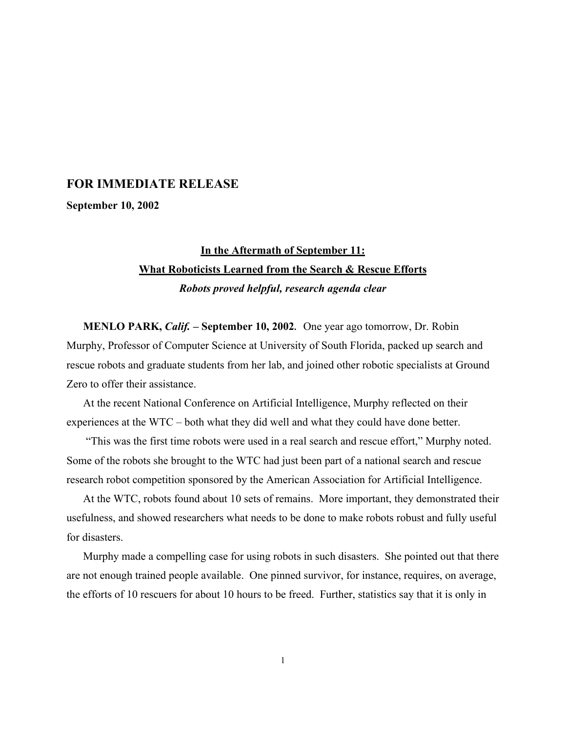**FOR IMMEDIATE RELEASE**

**September 10, 2002**

# In the Aftermath of September 11: What Roboticists Learned from the Search & Rescue Efforts

***Robots proved helpful, research agenda clear***

**MENLO PARK,** ***Calif.*** **– September 10, 2002.** One year ago tomorrow, Dr. Robin Murphy, Professor of Computer Science at University of South Florida, packed up search and rescue robots and graduate students from her lab, and joined other robotic specialists at Ground Zero to offer their assistance.

At the recent National Conference on Artificial Intelligence, Murphy reflected on their experiences at the WTC – both what they did well and what they could have done better.

"This was the first time robots were used in a real search and rescue effort," Murphy noted. Some of the robots she brought to the WTC had just been part of a national search and rescue research robot competition sponsored by the American Association for Artificial Intelligence.

At the WTC, robots found about 10 sets of remains. More important, they demonstrated their usefulness, and showed researchers what needs to be done to make robots robust and fully useful for disasters.

Murphy made a compelling case for using robots in such disasters. She pointed out that there are not enough trained people available. One pinned survivor, for instance, requires, on average, the efforts of 10 rescuers for about 10 hours to be freed. Further, statistics say that it is only in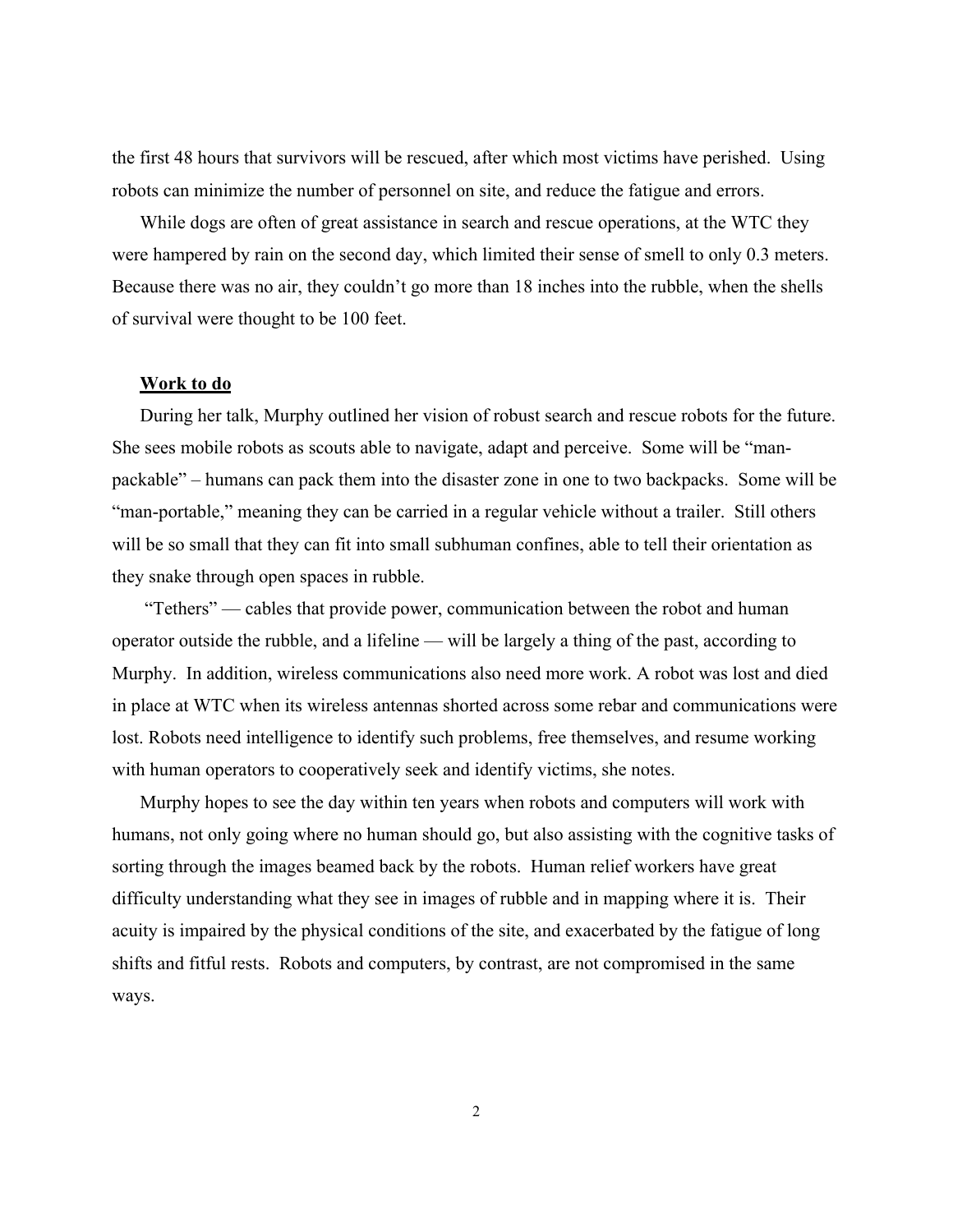the first 48 hours that survivors will be rescued, after which most victims have perished. Using robots can minimize the number of personnel on site, and reduce the fatigue and errors.

While dogs are often of great assistance in search and rescue operations, at the WTC they were hampered by rain on the second day, which limited their sense of smell to only 0.3 meters. Because there was no air, they couldn't go more than 18 inches into the rubble, when the shells of survival were thought to be 100 feet.

**Work to do**

During her talk, Murphy outlined her vision of robust search and rescue robots for the future. She sees mobile robots as scouts able to navigate, adapt and perceive. Some will be "man-packable" – humans can pack them into the disaster zone in one to two backpacks. Some will be "man-portable," meaning they can be carried in a regular vehicle without a trailer. Still others will be so small that they can fit into small subhuman confines, able to tell their orientation as they snake through open spaces in rubble.

"Tethers" — cables that provide power, communication between the robot and human operator outside the rubble, and a lifeline — will be largely a thing of the past, according to Murphy. In addition, wireless communications also need more work. A robot was lost and died in place at WTC when its wireless antennas shorted across some rebar and communications were lost. Robots need intelligence to identify such problems, free themselves, and resume working with human operators to cooperatively seek and identify victims, she notes.

Murphy hopes to see the day within ten years when robots and computers will work with humans, not only going where no human should go, but also assisting with the cognitive tasks of sorting through the images beamed back by the robots. Human relief workers have great difficulty understanding what they see in images of rubble and in mapping where it is. Their acuity is impaired by the physical conditions of the site, and exacerbated by the fatigue of long shifts and fitful rests. Robots and computers, by contrast, are not compromised in the same ways.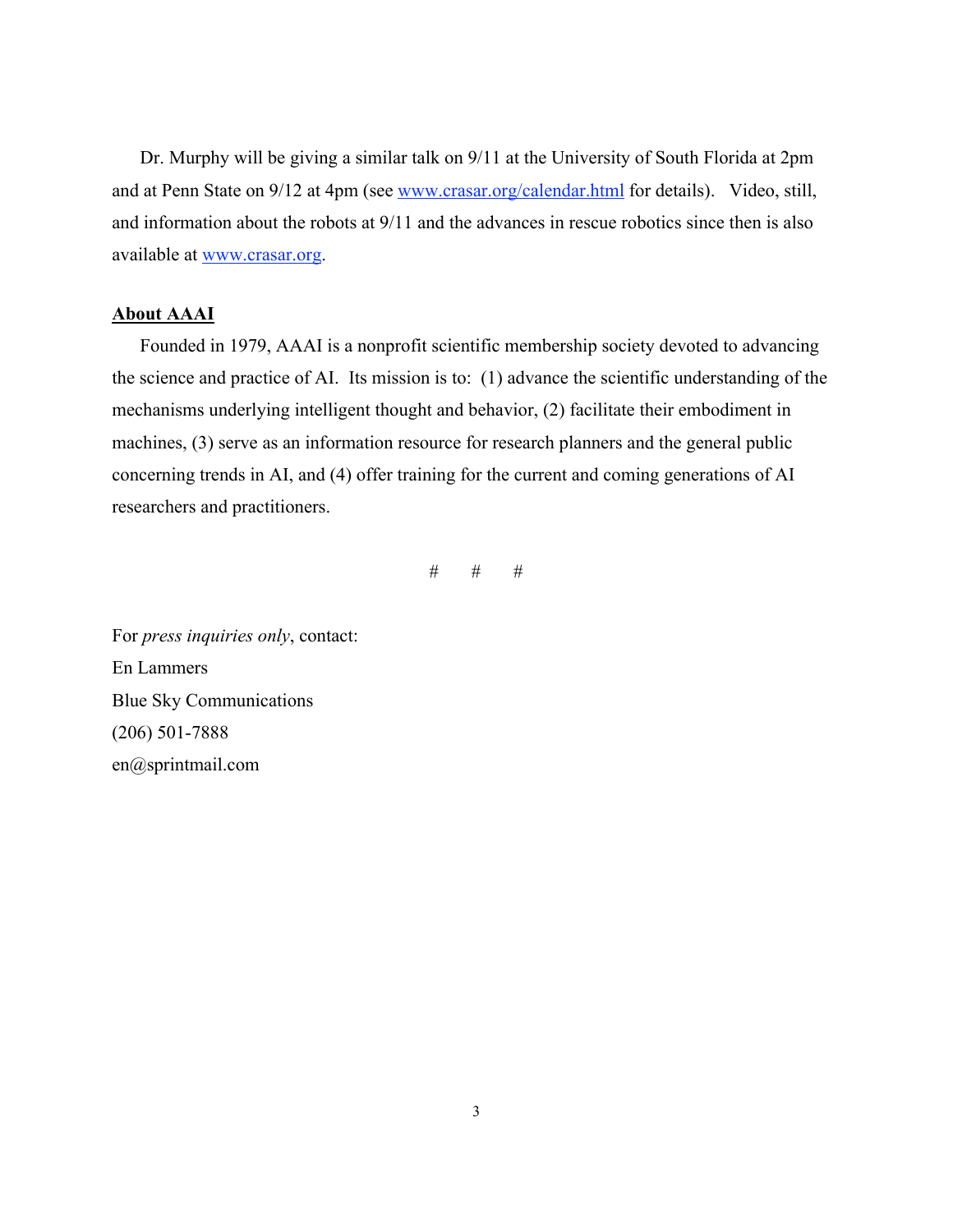Dr. Murphy will be giving a similar talk on 9/11 at the University of South Florida at 2pm and at Penn State on 9/12 at 4pm (see [www.crasar.org/calendar.html](http://www.crasar.org/calendar.html) for details). Video, still, and information about the robots at 9/11 and the advances in rescue robotics since then is also available at [www.crasar.org](http://www.crasar.org).

**About AAAI**

Founded in 1979, AAAI is a nonprofit scientific membership society devoted to advancing the science and practice of AI. Its mission is to: (1) advance the scientific understanding of the mechanisms underlying intelligent thought and behavior, (2) facilitate their embodiment in machines, (3) serve as an information resource for research planners and the general public concerning trends in AI, and (4) offer training for the current and coming generations of AI researchers and practitioners.

# # #

For *press inquiries only*, contact:
En Lammers
Blue Sky Communications
(206) 501-7888
en@sprintmail.com